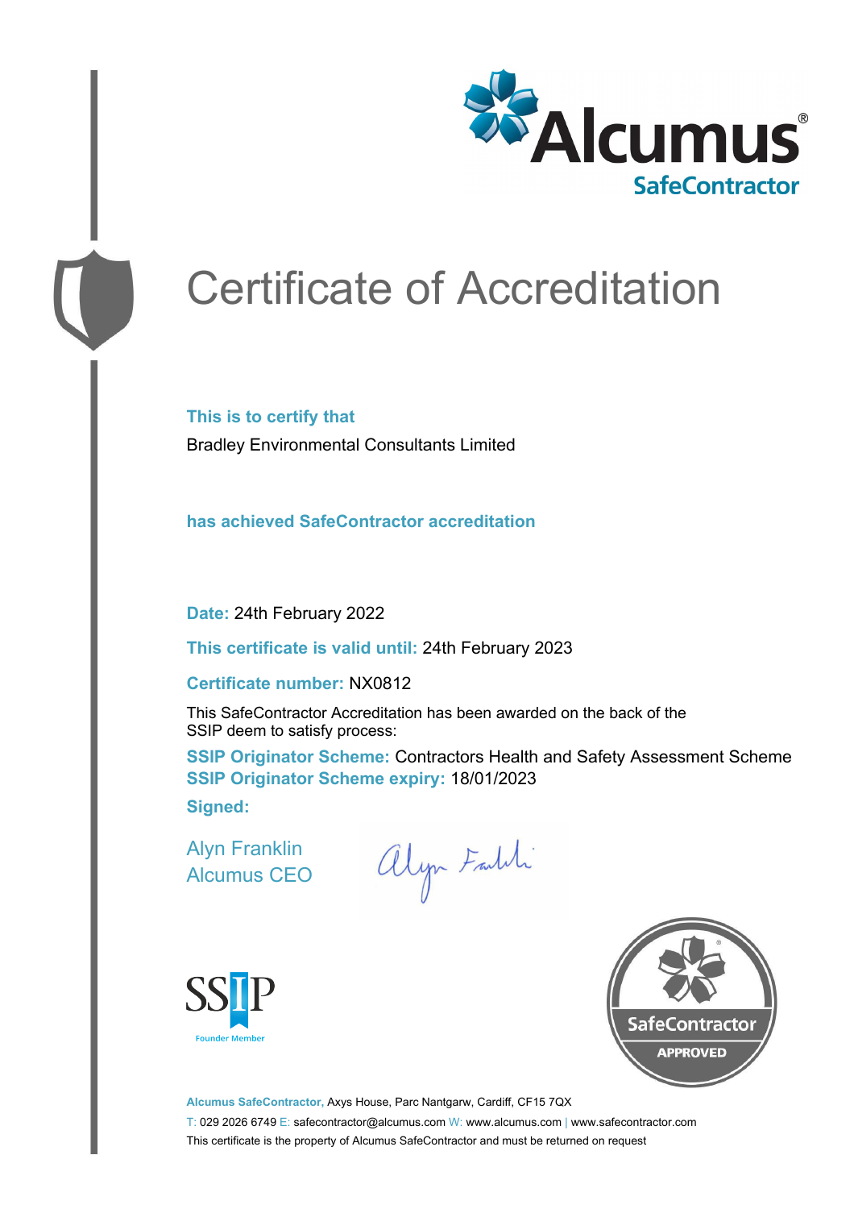# Certificate of Accreditation

**This is to certify that**

Bradley Environmental Consultants Limited

**has achieved SafeContractor accreditation**

**Date:** 24th February 2022

**This certificate is valid until:** 24th February 2023

**Certificate number:** NX0812

This SafeContractor Accreditation has been awarded on the back of the SSIP deem to satisfy process:

**SSIP Originator Scheme:** Contractors Health and Safety Assessment Scheme
**SSIP Originator Scheme expiry:** 18/01/2023

**Signed:**

Alyn Franklin
Alcumus CEO

SSIP Founder Member

SafeContractor APPROVED

**Alcumus SafeContractor,** Axys House, Parc Nantgarw, Cardiff, CF15 7QX
T: 029 2026 6749 E: safecontractor@alcumus.com W: www.alcumus.com | www.safecontractor.com
This certificate is the property of Alcumus SafeContractor and must be returned on request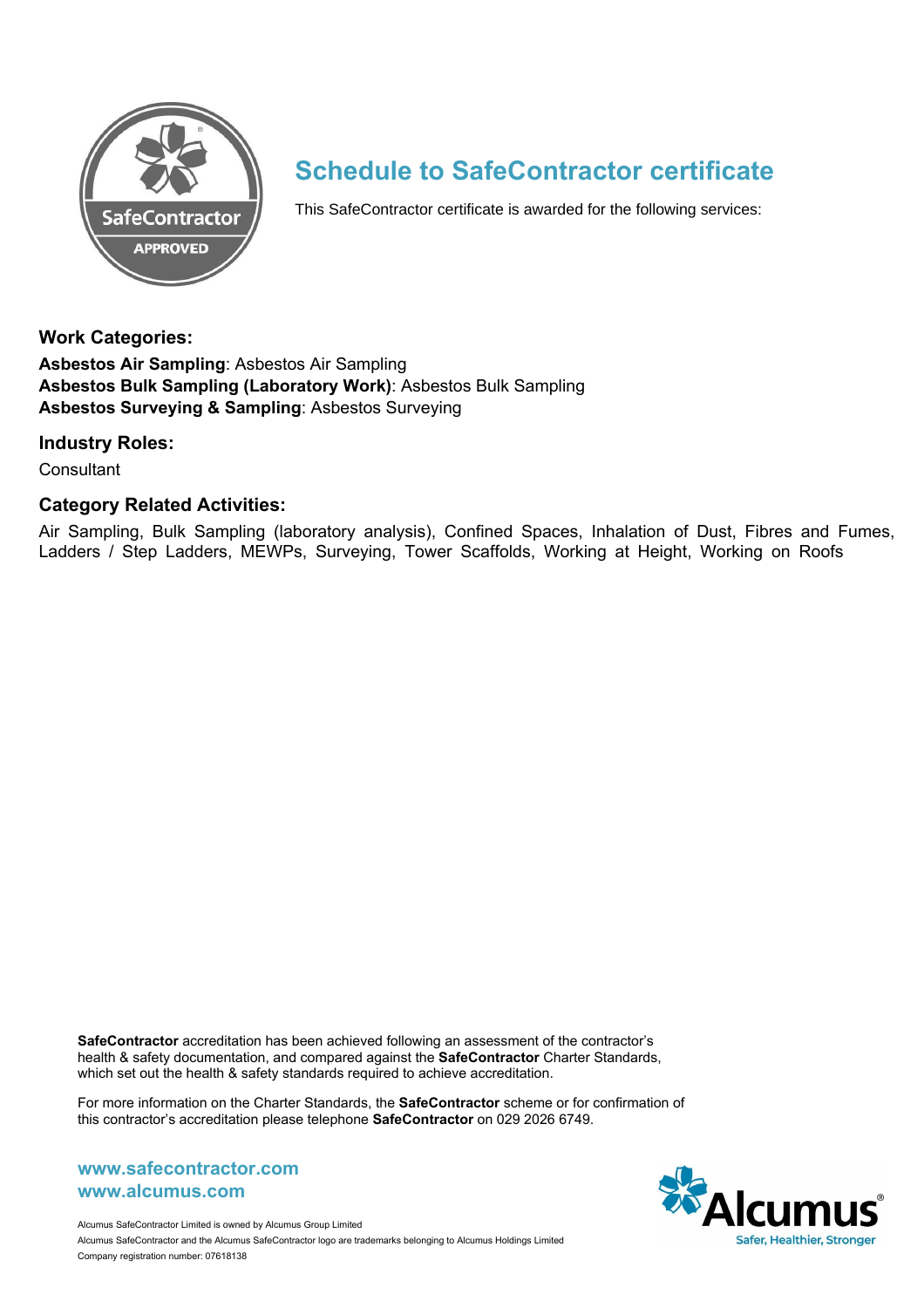# Schedule to SafeContractor certificate

This SafeContractor certificate is awarded for the following services:

## Work Categories:

**Asbestos Air Sampling**: Asbestos Air Sampling
**Asbestos Bulk Sampling (Laboratory Work)**: Asbestos Bulk Sampling
**Asbestos Surveying & Sampling**: Asbestos Surveying

## Industry Roles:

Consultant

## Category Related Activities:

Air Sampling, Bulk Sampling (laboratory analysis), Confined Spaces, Inhalation of Dust, Fibres and Fumes, Ladders / Step Ladders, MEWPs, Surveying, Tower Scaffolds, Working at Height, Working on Roofs

**SafeContractor** accreditation has been achieved following an assessment of the contractor's health & safety documentation, and compared against the **SafeContractor** Charter Standards, which set out the health & safety standards required to achieve accreditation.

For more information on the Charter Standards, the **SafeContractor** scheme or for confirmation of this contractor's accreditation please telephone **SafeContractor** on 029 2026 6749.

**www.safecontractor.com**
**www.alcumus.com**

Alcumus SafeContractor Limited is owned by Alcumus Group Limited
Alcumus SafeContractor and the Alcumus SafeContractor logo are trademarks belonging to Alcumus Holdings Limited
Company registration number: 07618138

Alcumus
Safer, Healthier, Stronger